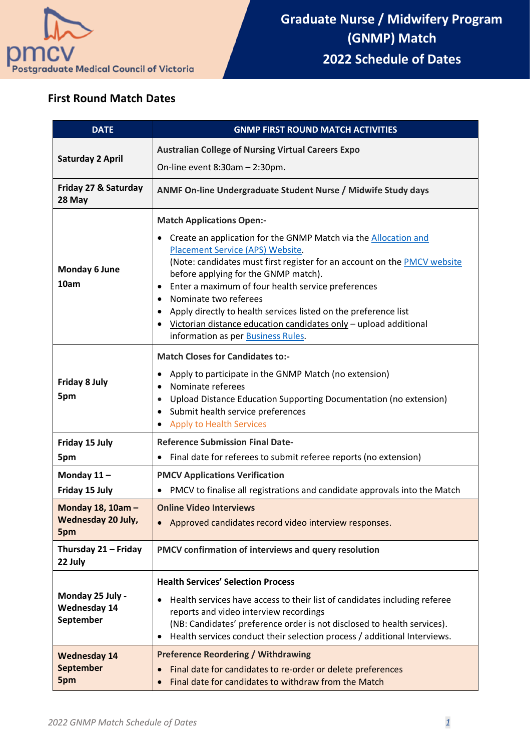# Graduate Nurse / Midwifery Program (GNMP) Match 2022 Schedule of Dates

pmcv Postgraduate Medical Council of Victoria

## First Round Match Dates

| DATE | GNMP FIRST ROUND MATCH ACTIVITIES |
|---|---|
| **Saturday 2 April** | **Australian College of Nursing Virtual Careers Expo**<br>On-line event 8:30am – 2:30pm. |
| **Friday 27 & Saturday 28 May** | **ANMF On-line Undergraduate Student Nurse / Midwife Study days** |
| **Monday 6 June 10am** | **Match Applications Open:-**<br>• Create an application for the GNMP Match via the Allocation and Placement Service (APS) Website.<br>(Note: candidates must first register for an account on the PMCV website before applying for the GNMP match).<br>• Enter a maximum of four health service preferences<br>• Nominate two referees<br>• Apply directly to health services listed on the preference list<br>• Victorian distance education candidates only – upload additional information as per Business Rules. |
| **Friday 8 July 5pm** | **Match Closes for Candidates to:-**<br>• Apply to participate in the GNMP Match (no extension)<br>• Nominate referees<br>• Upload Distance Education Supporting Documentation (no extension)<br>• Submit health service preferences<br>• Apply to Health Services |
| **Friday 15 July 5pm** | **Reference Submission Final Date-**<br>• Final date for referees to submit referee reports (no extension) |
| **Monday 11 – Friday 15 July** | **PMCV Applications Verification**<br>• PMCV to finalise all registrations and candidate approvals into the Match |
| **Monday 18, 10am – Wednesday 20 July, 5pm** | **Online Video Interviews**<br>• Approved candidates record video interview responses. |
| **Thursday 21 – Friday 22 July** | **PMCV confirmation of interviews and query resolution** |
| **Monday 25 July - Wednesday 14 September** | **Health Services' Selection Process**<br>• Health services have access to their list of candidates including referee reports and video interview recordings<br>(NB: Candidates' preference order is not disclosed to health services).<br>• Health services conduct their selection process / additional Interviews. |
| **Wednesday 14 September 5pm** | **Preference Reordering / Withdrawing**<br>• Final date for candidates to re-order or delete preferences<br>• Final date for candidates to withdraw from the Match |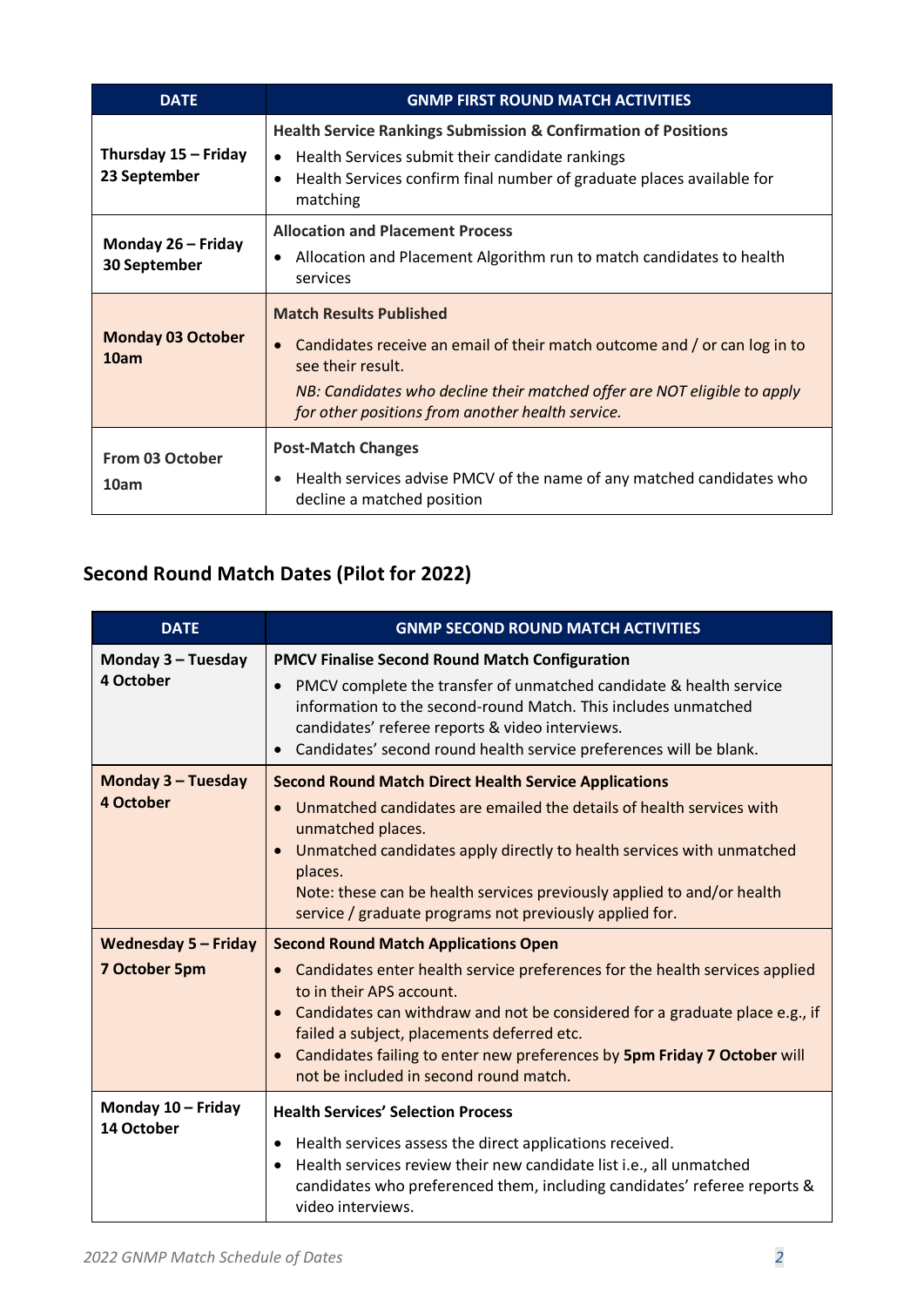| DATE | GNMP FIRST ROUND MATCH ACTIVITIES |
|---|---|
| **Thursday 15 – Friday 23 September** | **Health Service Rankings Submission & Confirmation of Positions**<br>• Health Services submit their candidate rankings<br>• Health Services confirm final number of graduate places available for matching |
| **Monday 26 – Friday 30 September** | **Allocation and Placement Process**<br>• Allocation and Placement Algorithm run to match candidates to health services |
| **Monday 03 October 10am** | **Match Results Published**<br>• Candidates receive an email of their match outcome and / or can log in to see their result.<br>*NB: Candidates who decline their matched offer are NOT eligible to apply for other positions from another health service.* |
| From 03 October 10am | **Post-Match Changes**<br>• Health services advise PMCV of the name of any matched candidates who decline a matched position |

## Second Round Match Dates (Pilot for 2022)

| DATE | GNMP SECOND ROUND MATCH ACTIVITIES |
|---|---|
| **Monday 3 – Tuesday 4 October** | **PMCV Finalise Second Round Match Configuration**<br>• PMCV complete the transfer of unmatched candidate & health service information to the second-round Match. This includes unmatched candidates' referee reports & video interviews.<br>• Candidates' second round health service preferences will be blank. |
| **Monday 3 – Tuesday 4 October** | **Second Round Match Direct Health Service Applications**<br>• Unmatched candidates are emailed the details of health services with unmatched places.<br>• Unmatched candidates apply directly to health services with unmatched places.<br>Note: these can be health services previously applied to and/or health service / graduate programs not previously applied for. |
| **Wednesday 5 – Friday 7 October 5pm** | **Second Round Match Applications Open**<br>• Candidates enter health service preferences for the health services applied to in their APS account.<br>• Candidates can withdraw and not be considered for a graduate place e.g., if failed a subject, placements deferred etc.<br>• Candidates failing to enter new preferences by **5pm Friday 7 October** will not be included in second round match. |
| **Monday 10 – Friday 14 October** | **Health Services' Selection Process**<br>• Health services assess the direct applications received.<br>• Health services review their new candidate list i.e., all unmatched candidates who preferenced them, including candidates' referee reports & video interviews. |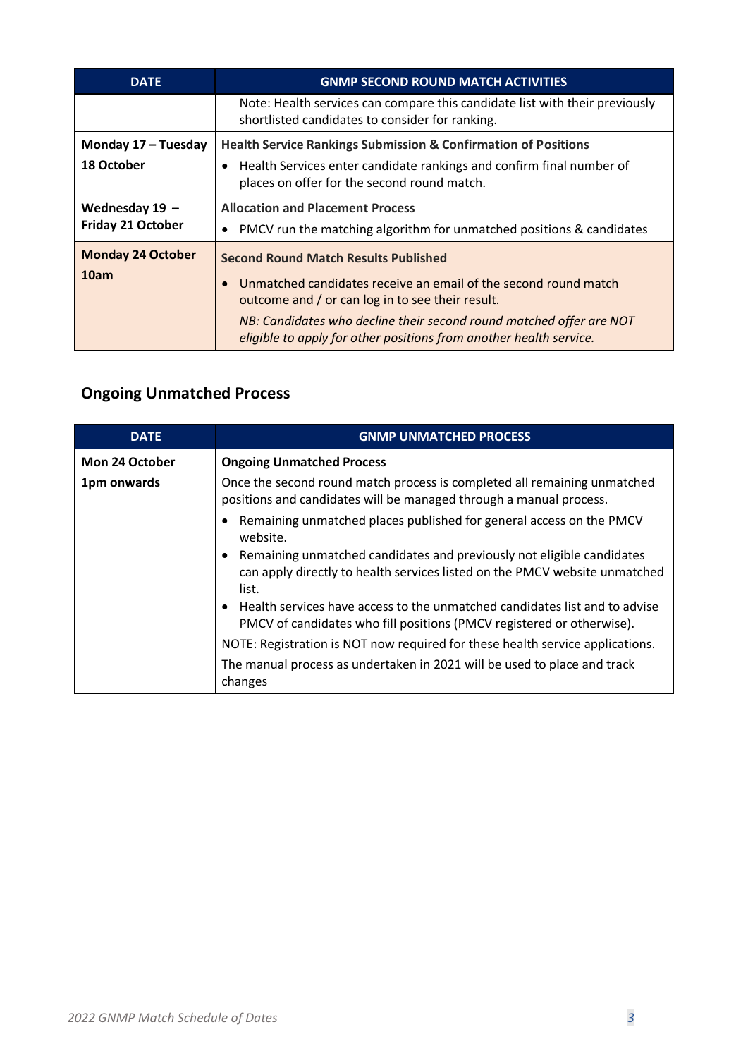| DATE | GNMP SECOND ROUND MATCH ACTIVITIES |
|---|---|
| | Note: Health services can compare this candidate list with their previously shortlisted candidates to consider for ranking. |
| **Monday 17 – Tuesday 18 October** | **Health Service Rankings Submission & Confirmation of Positions**<br>• Health Services enter candidate rankings and confirm final number of places on offer for the second round match. |
| **Wednesday 19 – Friday 21 October** | **Allocation and Placement Process**<br>• PMCV run the matching algorithm for unmatched positions & candidates |
| **Monday 24 October 10am** | **Second Round Match Results Published**<br>• Unmatched candidates receive an email of the second round match outcome and / or can log in to see their result.<br>*NB: Candidates who decline their second round matched offer are NOT eligible to apply for other positions from another health service.* |

## Ongoing Unmatched Process

| DATE | GNMP UNMATCHED PROCESS |
|---|---|
| **Mon 24 October 1pm onwards** | **Ongoing Unmatched Process**<br>Once the second round match process is completed all remaining unmatched positions and candidates will be managed through a manual process.<br>• Remaining unmatched places published for general access on the PMCV website.<br>• Remaining unmatched candidates and previously not eligible candidates can apply directly to health services listed on the PMCV website unmatched list.<br>• Health services have access to the unmatched candidates list and to advise PMCV of candidates who fill positions (PMCV registered or otherwise).<br>NOTE: Registration is NOT now required for these health service applications.<br>The manual process as undertaken in 2021 will be used to place and track changes |